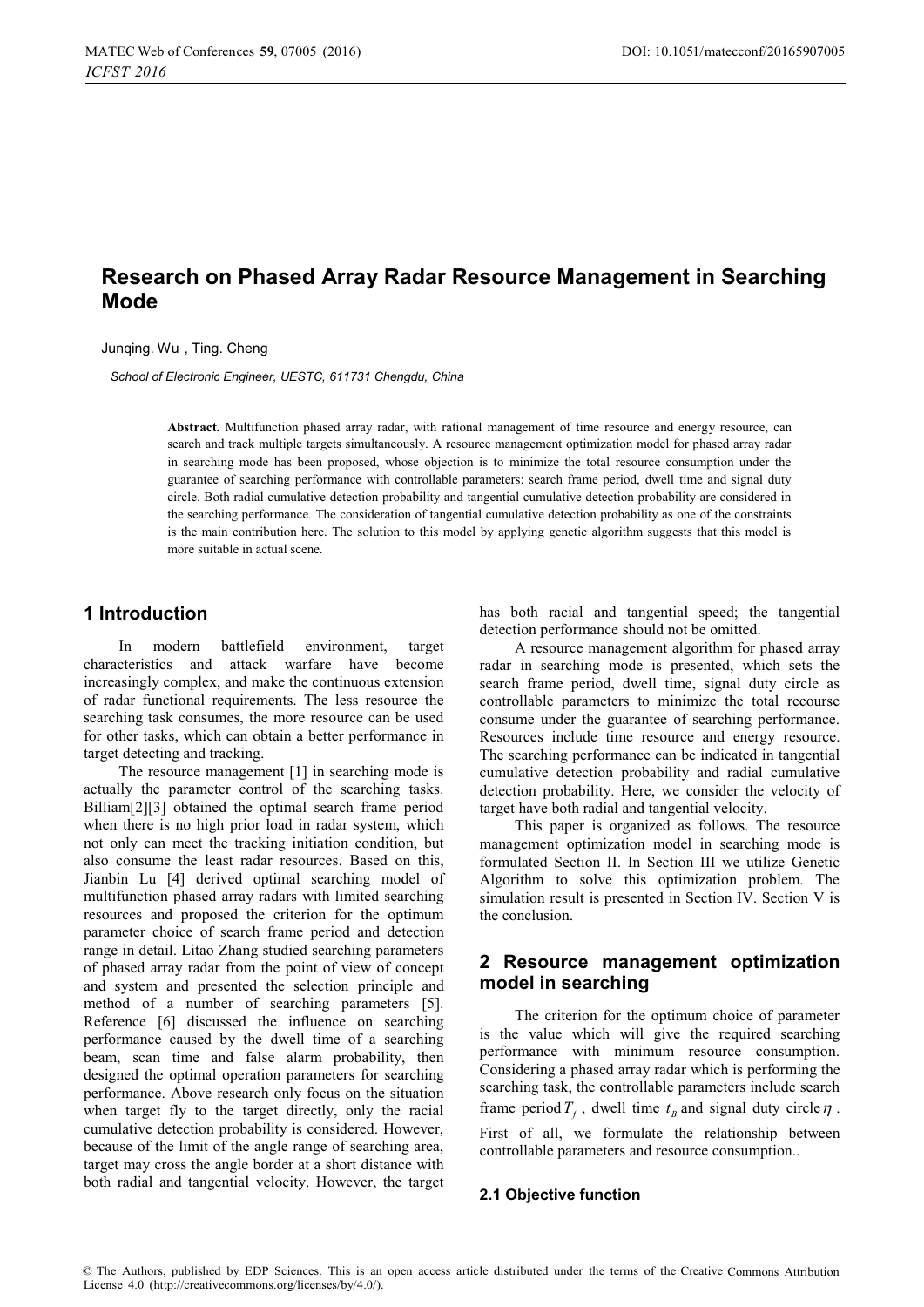# Research on Phased Array Radar Resource Management in Searching Mode

Junqing. Wu , Ting. Cheng

*School of Electronic Engineer, UESTC, 611731 Chengdu, China*

**Abstract.** Multifunction phased array radar, with rational management of time resource and energy resource, can search and track multiple targets simultaneously. A resource management optimization model for phased array radar in searching mode has been proposed, whose objection is to minimize the total resource consumption under the guarantee of searching performance with controllable parameters: search frame period, dwell time and signal duty circle. Both radial cumulative detection probability and tangential cumulative detection probability are considered in the searching performance. The consideration of tangential cumulative detection probability as one of the constraints is the main contribution here. The solution to this model by applying genetic algorithm suggests that this model is more suitable in actual scene.

## 1 Introduction

In modern battlefield environment, target characteristics and attack warfare have become increasingly complex, and make the continuous extension of radar functional requirements. The less resource the searching task consumes, the more resource can be used for other tasks, which can obtain a better performance in target detecting and tracking.

The resource management [1] in searching mode is actually the parameter control of the searching tasks. Billiam[2][3] obtained the optimal search frame period when there is no high prior load in radar system, which not only can meet the tracking initiation condition, but also consume the least radar resources. Based on this, Jianbin Lu [4] derived optimal searching model of multifunction phased array radars with limited searching resources and proposed the criterion for the optimum parameter choice of search frame period and detection range in detail. Litao Zhang studied searching parameters of phased array radar from the point of view of concept and system and presented the selection principle and method of a number of searching parameters [5]. Reference [6] discussed the influence on searching performance caused by the dwell time of a searching beam, scan time and false alarm probability, then designed the optimal operation parameters for searching performance. Above research only focus on the situation when target fly to the target directly, only the racial cumulative detection probability is considered. However, because of the limit of the angle range of searching area, target may cross the angle border at a short distance with both radial and tangential velocity. However, the target has both racial and tangential speed; the tangential detection performance should not be omitted.

A resource management algorithm for phased array radar in searching mode is presented, which sets the search frame period, dwell time, signal duty circle as controllable parameters to minimize the total recourse consume under the guarantee of searching performance. Resources include time resource and energy resource. The searching performance can be indicated in tangential cumulative detection probability and radial cumulative detection probability. Here, we consider the velocity of target have both radial and tangential velocity.

This paper is organized as follows. The resource management optimization model in searching mode is formulated Section II. In Section III we utilize Genetic Algorithm to solve this optimization problem. The simulation result is presented in Section IV. Section V is the conclusion.

## 2 Resource management optimization model in searching

The criterion for the optimum choice of parameter is the value which will give the required searching performance with minimum resource consumption. Considering a phased array radar which is performing the searching task, the controllable parameters include search frame period $T_f$ , dwell time $t_B$ and signal duty circle $\eta$ . First of all, we formulate the relationship between controllable parameters and resource consumption..

### 2.1 Objective function

© The Authors, published by EDP Sciences. This is an open access article distributed under the terms of the Creative Commons Attribution License 4.0 (http://creativecommons.org/licenses/by/4.0/).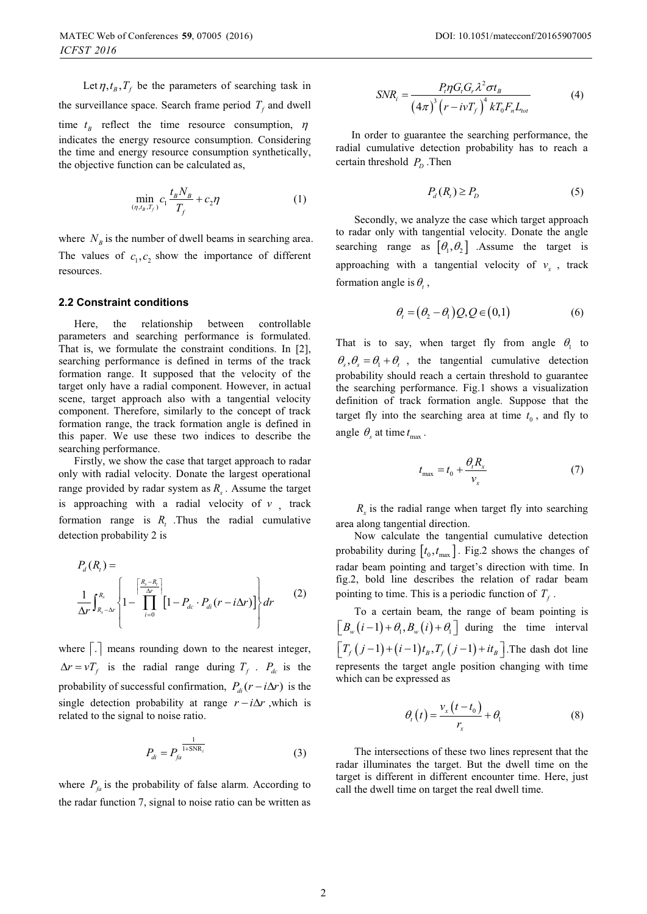Let $\eta, t_B, T_f$ be the parameters of searching task in the surveillance space. Search frame period $T_f$ and dwell time $t_B$ reflect the time resource consumption, $\eta$ indicates the energy resource consumption. Considering the time and energy resource consumption synthetically, the objective function can be calculated as,

$$\min_{(\eta, t_B, T_f)} c_1 \frac{t_B N_B}{T_f} + c_2 \eta \tag{1}$$

where $N_B$ is the number of dwell beams in searching area. The values of $c_1, c_2$ show the importance of different resources.

### 2.2 Constraint conditions

Here, the relationship between controllable parameters and searching performance is formulated. That is, we formulate the constraint conditions. In [2], searching performance is defined in terms of the track formation range. It supposed that the velocity of the target only have a radial component. However, in actual scene, target approach also with a tangential velocity component. Therefore, similarly to the concept of track formation range, the track formation angle is defined in this paper. We use these two indices to describe the searching performance.

Firstly, we show the case that target approach to radar only with radial velocity. Donate the largest operational range provided by radar system as $R_s$. Assume the target is approaching with a radial velocity of $v$, track formation range is $R_t$. Thus the radial cumulative detection probability 2 is

$$P_d(R_t) = \frac{1}{\Delta r} \int_{R_s - \Delta r}^{R_s} \left\{ 1 - \prod_{i=0}^{\left\lceil \frac{R_s - R_t}{\Delta r} \right\rceil} \left[ 1 - P_{dc} \cdot P_{di}(r - i\Delta r) \right] \right\} dr \tag{2}$$

where $\lceil . \rceil$ means rounding down to the nearest integer, $\Delta r = vT_f$ is the radial range during $T_f$. $P_{dc}$ is the probability of successful confirmation, $P_{di}(r - i\Delta r)$ is the single detection probability at range $r - i\Delta r$, which is related to the signal to noise ratio.

$$P_{di} = P_{fa}^{\frac{1}{1+\text{SNR}_i}} \tag{3}$$

where $P_{fa}$ is the probability of false alarm. According to the radar function 7, signal to noise ratio can be written as

$$SNR_i = \frac{P_t \eta G_t G_r \lambda^2 \sigma t_B}{(4\pi)^3 (r - ivT_f)^4 k T_0 F_n L_{tot}} \tag{4}$$

In order to guarantee the searching performance, the radial cumulative detection probability has to reach a certain threshold $P_D$. Then

$$P_d(R_t) \geq P_D \tag{5}$$

Secondly, we analyze the case which target approach to radar only with tangential velocity. Donate the angle searching range as $[\theta_1, \theta_2]$. Assume the target is approaching with a tangential velocity of $v_x$, track formation angle is $\theta_t$,

$$\theta_t = (\theta_2 - \theta_1) Q, Q \in (0,1) \tag{6}$$

That is to say, when target fly from angle $\theta_1$ to $\theta_s, \theta_s = \theta_1 + \theta_t$, the tangential cumulative detection probability should reach a certain threshold to guarantee the searching performance. Fig.1 shows a visualization definition of track formation angle. Suppose that the target fly into the searching area at time $t_0$, and fly to angle $\theta_s$ at time $t_{\max}$.

$$t_{\max} = t_0 + \frac{\theta_t R_x}{v_x} \tag{7}$$

$R_x$ is the radial range when target fly into searching area along tangential direction.

Now calculate the tangential cumulative detection probability during $[t_0, t_{\max}]$. Fig.2 shows the changes of radar beam pointing and target's direction with time. In fig.2, bold line describes the relation of radar beam pointing to time. This is a periodic function of $T_f$.

To a certain beam, the range of beam pointing is $[B_w(i-1) + \theta_1, B_w(i) + \theta_1]$ during the time interval $[T_f(j-1) + (i-1)t_B, T_f(j-1) + it_B]$. The dash dot line represents the target angle position changing with time which can be expressed as

$$\theta_t(t) = \frac{v_x(t - t_0)}{r_x} + \theta_1 \tag{8}$$

The intersections of these two lines represent that the radar illuminates the target. But the dwell time on the target is different in different encounter time. Here, just call the dwell time on target the real dwell time.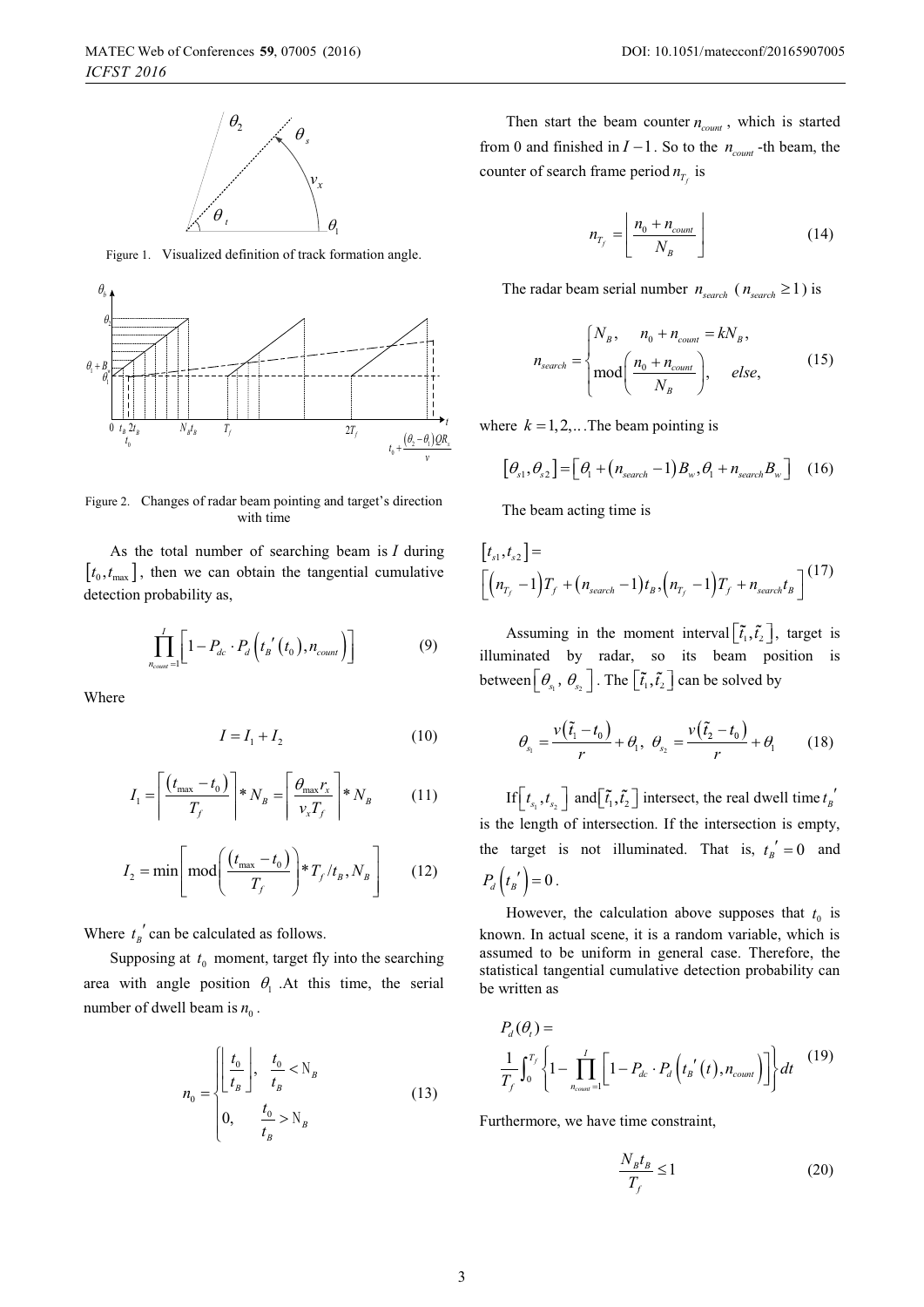Figure 1. Visualized definition of track formation angle.

Figure 2. Changes of radar beam pointing and target's direction with time

As the total number of searching beam is $I$ during $[t_0, t_{\max}]$, then we can obtain the tangential cumulative detection probability as,

$$\prod_{n_{count}=1}^{I}\left[1 - P_{dc}\cdot P_d\left(t_B{}'(t_0), n_{count}\right)\right] \tag{9}$$

Where

$$I = I_1 + I_2 \tag{10}$$

$$I_1 = \left\lceil \frac{(t_{\max} - t_0)}{T_f} \right\rceil * N_B = \left\lceil \frac{\theta_{\max} r_x}{v_x T_f} \right\rceil * N_B \tag{11}$$

$$I_2 = \min\left[\mathrm{mod}\left(\frac{(t_{\max} - t_0)}{T_f}\right) * T_f / t_B, N_B\right] \tag{12}$$

Where $t_B{}'$ can be calculated as follows.

Supposing at $t_0$ moment, target fly into the searching area with angle position $\theta_1$. At this time, the serial number of dwell beam is $n_0$.

$$n_0 = \begin{cases} \left\lfloor \dfrac{t_0}{t_B} \right\rfloor, & \dfrac{t_0}{t_B} < \mathrm{N}_B \\ 0, & \dfrac{t_0}{t_B} > \mathrm{N}_B \end{cases} \tag{13}$$

Then start the beam counter $n_{count}$, which is started from 0 and finished in $I-1$. So to the $n_{count}$-th beam, the counter of search frame period $n_{T_f}$ is

$$n_{T_f} = \left\lfloor \frac{n_0 + n_{count}}{N_B} \right\rfloor \tag{14}$$

The radar beam serial number $n_{search}$ ($n_{search} \geq 1$) is

$$n_{search} = \begin{cases} N_B, & n_0 + n_{count} = kN_B, \\ \mathrm{mod}\left(\dfrac{n_0 + n_{count}}{N_B}\right), & else, \end{cases} \tag{15}$$

where $k = 1, 2, \ldots$ The beam pointing is

$$[\theta_{s1}, \theta_{s2}] = \left[\theta_1 + (n_{search} - 1)B_w, \theta_1 + n_{search} B_w\right] \tag{16}$$

The beam acting time is

$$[t_{s1}, t_{s2}] = \left[(n_{T_f} - 1)T_f + (n_{search} - 1)t_B, (n_{T_f} - 1)T_f + n_{search} t_B\right] \tag{17}$$

Assuming in the moment interval $[\tilde{t}_1, \tilde{t}_2]$, target is illuminated by radar, so its beam position is between $[\theta_{s_1}, \theta_{s_2}]$. The $[\tilde{t}_1, \tilde{t}_2]$ can be solved by

$$\theta_{s_1} = \frac{v(\tilde{t}_1 - t_0)}{r} + \theta_1,\ \theta_{s_2} = \frac{v(\tilde{t}_2 - t_0)}{r} + \theta_1 \tag{18}$$

If $[t_{s_1}, t_{s_2}]$ and $[\tilde{t}_1, \tilde{t}_2]$ intersect, the real dwell time $t_B{}'$ is the length of intersection. If the intersection is empty, the target is not illuminated. That is, $t_B{}' = 0$ and $P_d\left(t_B{}'\right) = 0$.

However, the calculation above supposes that $t_0$ is known. In actual scene, it is a random variable, which is assumed to be uniform in general case. Therefore, the statistical tangential cumulative detection probability can be written as

$$P_d(\theta_t) = \frac{1}{T_f}\int_0^{T_f}\left\{1 - \prod_{n_{count}=1}^{I}\left[1 - P_{dc}\cdot P_d\left(t_B{}'(t), n_{count}\right)\right]\right\}dt \tag{19}$$

Furthermore, we have time constraint,

$$\frac{N_B t_B}{T_f} \leq 1 \tag{20}$$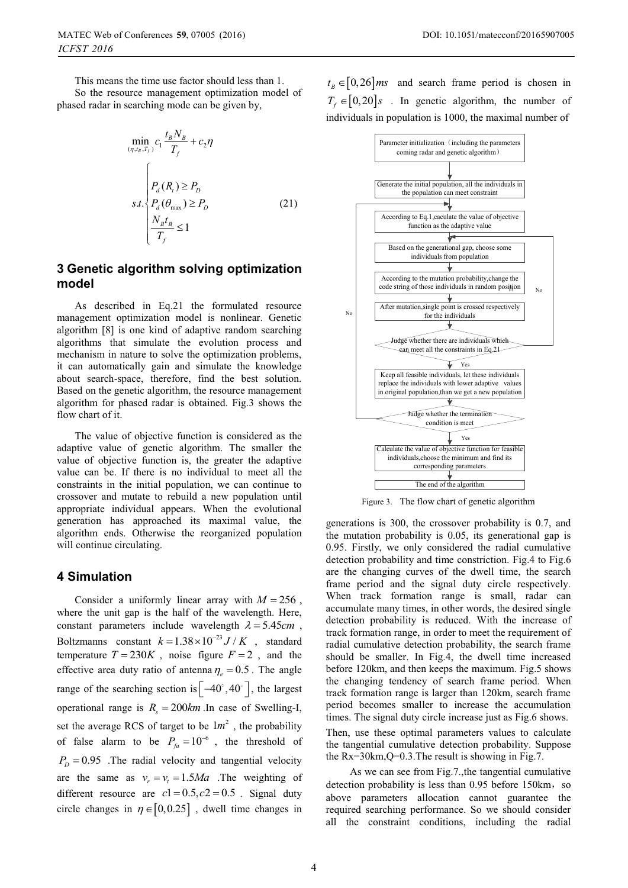This means the time use factor should less than 1.

So the resource management optimization model of phased radar in searching mode can be given by,

$$\min_{(\eta,t_B,T_f)} c_1\frac{t_B N_B}{T_f}+c_2\eta$$

$$s.t.\begin{cases} P_d(R_t)\geq P_D \\ P_d(\theta_{\max})\geq P_D \\ \dfrac{N_B t_B}{T_f}\leq 1 \end{cases} \tag{21}$$

## 3 Genetic algorithm solving optimization model

As described in Eq.21 the formulated resource management optimization model is nonlinear. Genetic algorithm [8] is one kind of adaptive random searching algorithms that simulate the evolution process and mechanism in nature to solve the optimization problems, it can automatically gain and simulate the knowledge about search-space, therefore, find the best solution. Based on the genetic algorithm, the resource management algorithm for phased radar is obtained. Fig.3 shows the flow chart of it.

The value of objective function is considered as the adaptive value of genetic algorithm. The smaller the value of objective function is, the greater the adaptive value can be. If there is no individual to meet all the constraints in the initial population, we can continue to crossover and mutate to rebuild a new population until appropriate individual appears. When the evolutional generation has approached its maximal value, the algorithm ends. Otherwise the reorganized population will continue circulating.

## 4 Simulation

Consider a uniformly linear array with $M=256$, where the unit gap is the half of the wavelength. Here, constant parameters include wavelength $\lambda=5.45cm$, Boltzmanns constant $k=1.38\times10^{-23}J/K$, standard temperature $T=230K$, noise figure $F=2$, and the effective area duty ratio of antenna $\eta_e=0.5$. The angle range of the searching section is $\left[-40^\circ,40^\circ\right]$, the largest operational range is $R_s=200km$. In case of Swelling-I, set the average RCS of target to be $1m^2$, the probability of false alarm to be $P_{fa}=10^{-6}$, the threshold of $P_D=0.95$. The radial velocity and tangential velocity are the same as $v_r=v_t=1.5Ma$. The weighting of different resource are $c1=0.5, c2=0.5$. Signal duty circle changes in $\eta\in[0,0.25]$, dwell time changes in $t_B\in[0,26]ms$ and search frame period is chosen in $T_f\in[0,20]s$. In genetic algorithm, the number of individuals in population is 1000, the maximal number of generations is 300, the crossover probability is 0.7, and the mutation probability is 0.05, its generational gap is 0.95. Firstly, we only considered the radial cumulative detection probability and time constriction. Fig.4 to Fig.6 are the changing curves of the dwell time, the search frame period and the signal duty circle respectively. When track formation range is small, radar can accumulate many times, in other words, the desired single detection probability is reduced. With the increase of track formation range, in order to meet the requirement of radial cumulative detection probability, the search frame should be smaller. In Fig.4, the dwell time increased before 120km, and then keeps the maximum. Fig.5 shows the changing tendency of search frame period. When track formation range is larger than 120km, search frame period becomes smaller to increase the accumulation times. The signal duty circle increase just as Fig.6 shows.

Parameter initialization（including the parameters coming radar and genetic algorithm）

Generate the initial population, all the individuals in the population can meet constraint

According to Eq.1,caculate the value of objective function as the adaptive value

Based on the generational gap, choose some individuals from population

According to the mutation probability,change the code string of those individuals in random position

After mutation,single point is crossed respectively for the individuals

Judge whether there are individuals which can meet all the constraints in Eq.21 (No / Yes)

Keep all feasible individuals, let these individuals replace the individuals with lower adaptive values in original population,than we get a new population

Judge whether the termination condition is meet (No / Yes)

Calculate the value of objective function for feasible individuals,choose the minimum and find its corresponding parameters

The end of the algorithm

Figure 3. The flow chart of genetic algorithm

Then, use these optimal parameters values to calculate the tangential cumulative detection probability. Suppose the Rx=30km,Q=0.3.The result is showing in Fig.7.

As we can see from Fig.7.,the tangential cumulative detection probability is less than 0.95 before 150km，so above parameters allocation cannot guarantee the required searching performance. So we should consider all the constraint conditions, including the radial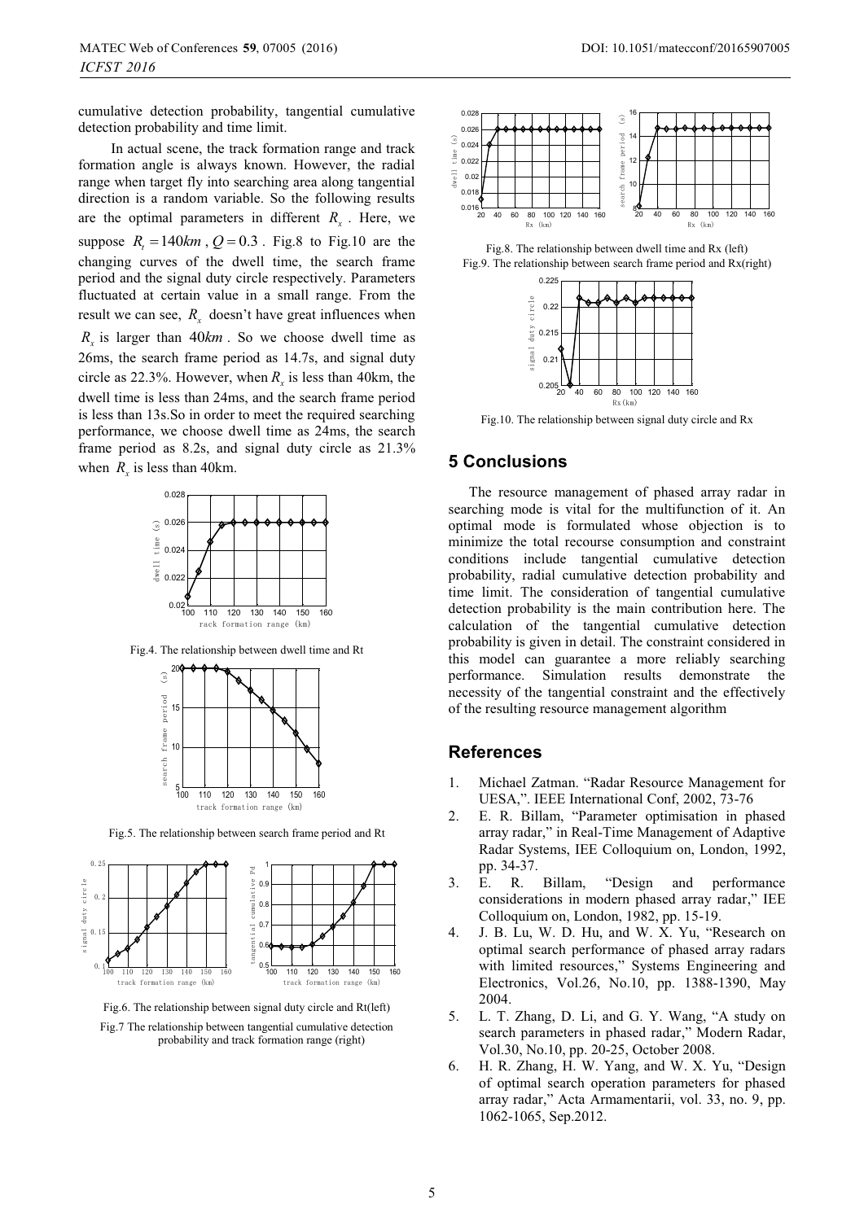cumulative detection probability, tangential cumulative detection probability and time limit.

In actual scene, the track formation range and track formation angle is always known. However, the radial range when target fly into searching area along tangential direction is a random variable. So the following results are the optimal parameters in different $R_x$. Here, we suppose $R_t = 140km$, $Q = 0.3$. Fig.8 to Fig.10 are the changing curves of the dwell time, the search frame period and the signal duty circle respectively. Parameters fluctuated at certain value in a small range. From the result we can see, $R_x$ doesn't have great influences when $R_x$ is larger than $40km$. So we choose dwell time as 26ms, the search frame period as 14.7s, and signal duty circle as 22.3%. However, when $R_x$ is less than 40km, the dwell time is less than 24ms, and the search frame period is less than 13s.So in order to meet the required searching performance, we choose dwell time as 24ms, the search frame period as 8.2s, and signal duty circle as 21.3% when $R_x$ is less than 40km.

Fig.4. The relationship between dwell time and Rt

Fig.5. The relationship between search frame period and Rt

Fig.6. The relationship between signal duty circle and Rt(left)

Fig.7 The relationship between tangential cumulative detection probability and track formation range (right)

Fig.8. The relationship between dwell time and Rx (left)

Fig.9. The relationship between search frame period and Rx(right)

Fig.10. The relationship between signal duty circle and Rx

## 5 Conclusions

The resource management of phased array radar in searching mode is vital for the multifunction of it. An optimal mode is formulated whose objection is to minimize the total recourse consumption and constraint conditions include tangential cumulative detection probability, radial cumulative detection probability and time limit. The consideration of tangential cumulative detection probability is the main contribution here. The calculation of the tangential cumulative detection probability is given in detail. The constraint considered in this model can guarantee a more reliably searching performance. Simulation results demonstrate the necessity of the tangential constraint and the effectively of the resulting resource management algorithm

## References

1. Michael Zatman. "Radar Resource Management for UESA,". IEEE International Conf, 2002, 73-76
2. E. R. Billam, "Parameter optimisation in phased array radar," in Real-Time Management of Adaptive Radar Systems, IEE Colloquium on, London, 1992, pp. 34-37.
3. E. R. Billam, "Design and performance considerations in modern phased array radar," IEE Colloquium on, London, 1982, pp. 15-19.
4. J. B. Lu, W. D. Hu, and W. X. Yu, "Research on optimal search performance of phased array radars with limited resources," Systems Engineering and Electronics, Vol.26, No.10, pp. 1388-1390, May 2004.
5. L. T. Zhang, D. Li, and G. Y. Wang, "A study on search parameters in phased radar," Modern Radar, Vol.30, No.10, pp. 20-25, October 2008.
6. H. R. Zhang, H. W. Yang, and W. X. Yu, "Design of optimal search operation parameters for phased array radar," Acta Armamentarii, vol. 33, no. 9, pp. 1062-1065, Sep.2012.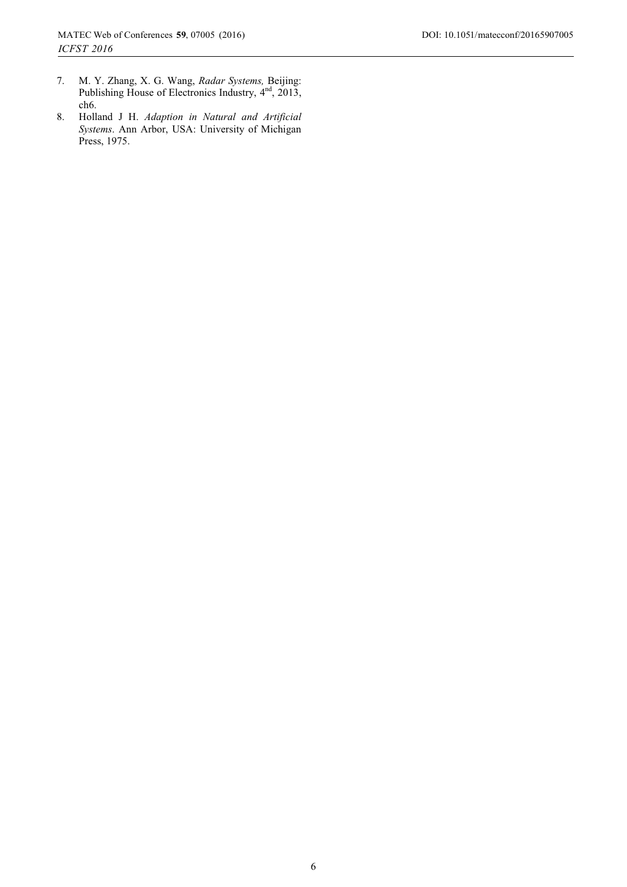7. M. Y. Zhang, X. G. Wang, *Radar Systems,* Beijing: Publishing House of Electronics Industry, 4nd, 2013, ch6.
8. Holland J H. *Adaption in Natural and Artificial Systems*. Ann Arbor, USA: University of Michigan Press, 1975.